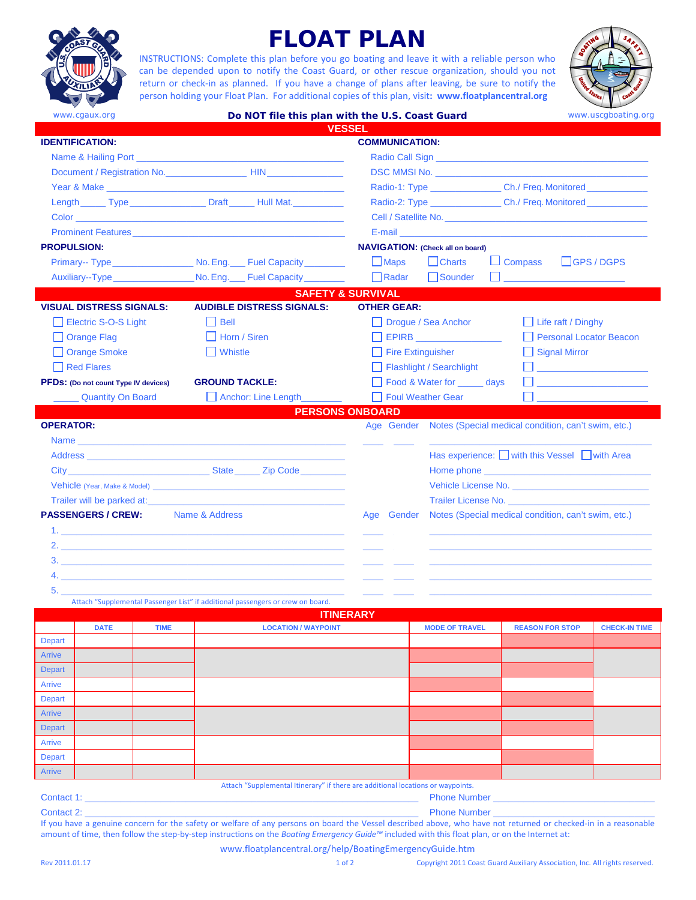# FLOAT PLAN

INSTRUCTIONS: Complete this plan before you go boating and leave it with a reliable person who can be depended upon to notify the Coast Guard, or other rescue organization, should you not return or check-in as planned. If you have a change of plans after leaving, be sure to notify the person holding your Float Plan. For additional copies of this plan, visit: **www.floatplancentral.org**

www.cgaux.org

**Do NOT file this plan with the U.S. Coast Guard**

www.uscgboating.org

## VESSEL

**IDENTIFICATION:**

Name & Hailing Port ______________________

Document / Registration No.__________ HIN__________

Year & Make ______________________

Length_____ Type__________ Draft_____ Hull Mat.________

Color ______________________

Prominent Features ______________________

**PROPULSION:**

Primary-- Type__________ No. Eng.___ Fuel Capacity______

Auxiliary--Type__________ No. Eng.___ Fuel Capacity______

**COMMUNICATION:**

Radio Call Sign ______________________

DSC MMSI No. ______________________

Radio-1: Type__________ Ch./ Freq. Monitored__________

Radio-2: Type__________ Ch./ Freq. Monitored__________

Cell / Satellite No. ______________________

E-mail ______________________

**NAVIGATION:** (Check all on board)

☐ Maps ☐ Charts ☐ Compass ☐ GPS / DGPS

☐ Radar ☐ Sounder ☐ __________

## SAFETY & SURVIVAL

**VISUAL DISTRESS SIGNALS:**

☐ Electric S-O-S Light

☐ Orange Flag

☐ Orange Smoke

☐ Red Flares

**PFDs:** (Do not count Type IV devices)

_____ Quantity On Board

**AUDIBLE DISTRESS SIGNALS:**

☐ Bell

☐ Horn / Siren

☐ Whistle

**GROUND TACKLE:**

☐ Anchor: Line Length________

**OTHER GEAR:**

☐ Drogue / Sea Anchor

☐ EPIRB __________

☐ Fire Extinguisher

☐ Flashlight / Searchlight

☐ Food & Water for _____ days

☐ Foul Weather Gear

☐ Life raft / Dinghy

☐ Personal Locator Beacon

☐ Signal Mirror

☐ __________

☐ __________

☐ __________

## PERSONS ONBOARD

**OPERATOR:**

Name ______________________ Age ____ Gender ____ Notes (Special medical condition, can't swim, etc.) __________

Address ______________________

City__________ State_____ Zip Code________

Vehicle (Year, Make & Model) ______________________

Trailer will be parked at: ______________________

Has experience: ☐ with this Vessel ☐ with Area

Home phone ______________________

Vehicle License No. ______________________

Trailer License No. ______________________

**PASSENGERS / CREW:**

| | Name & Address | Age | Gender | Notes (Special medical condition, can't swim, etc.) |
|---|---|---|---|---|
| 1. | | | | |
| 2. | | | | |
| 3. | | | | |
| 4. | | | | |
| 5. | | | | |

Attach "Supplemental Passenger List" if additional passengers or crew on board.

## ITINERARY

| | DATE | TIME | LOCATION / WAYPOINT | MODE OF TRAVEL | REASON FOR STOP | CHECK-IN TIME |
|---|---|---|---|---|---|---|
| Depart | | | | | | |
| Arrive | | | | | | |
| Depart | | | | | | |
| Arrive | | | | | | |
| Depart | | | | | | |
| Arrive | | | | | | |
| Depart | | | | | | |
| Arrive | | | | | | |
| Depart | | | | | | |
| Arrive | | | | | | |

Attach "Supplemental Itinerary" if there are additional locations or waypoints.

Contact 1: ______________________ Phone Number ______________________

Contact 2: ______________________ Phone Number ______________________

If you have a genuine concern for the safety or welfare of any persons on board the Vessel described above, who have not returned or checked-in in a reasonable amount of time, then follow the step-by-step instructions on the *Boating Emergency Guide™* included with this float plan, or on the Internet at:

www.floatplancentral.org/help/BoatingEmergencyGuide.htm

Rev 2011.01.17

Copyright 2011 Coast Guard Auxiliary Association, Inc. All rights reserved.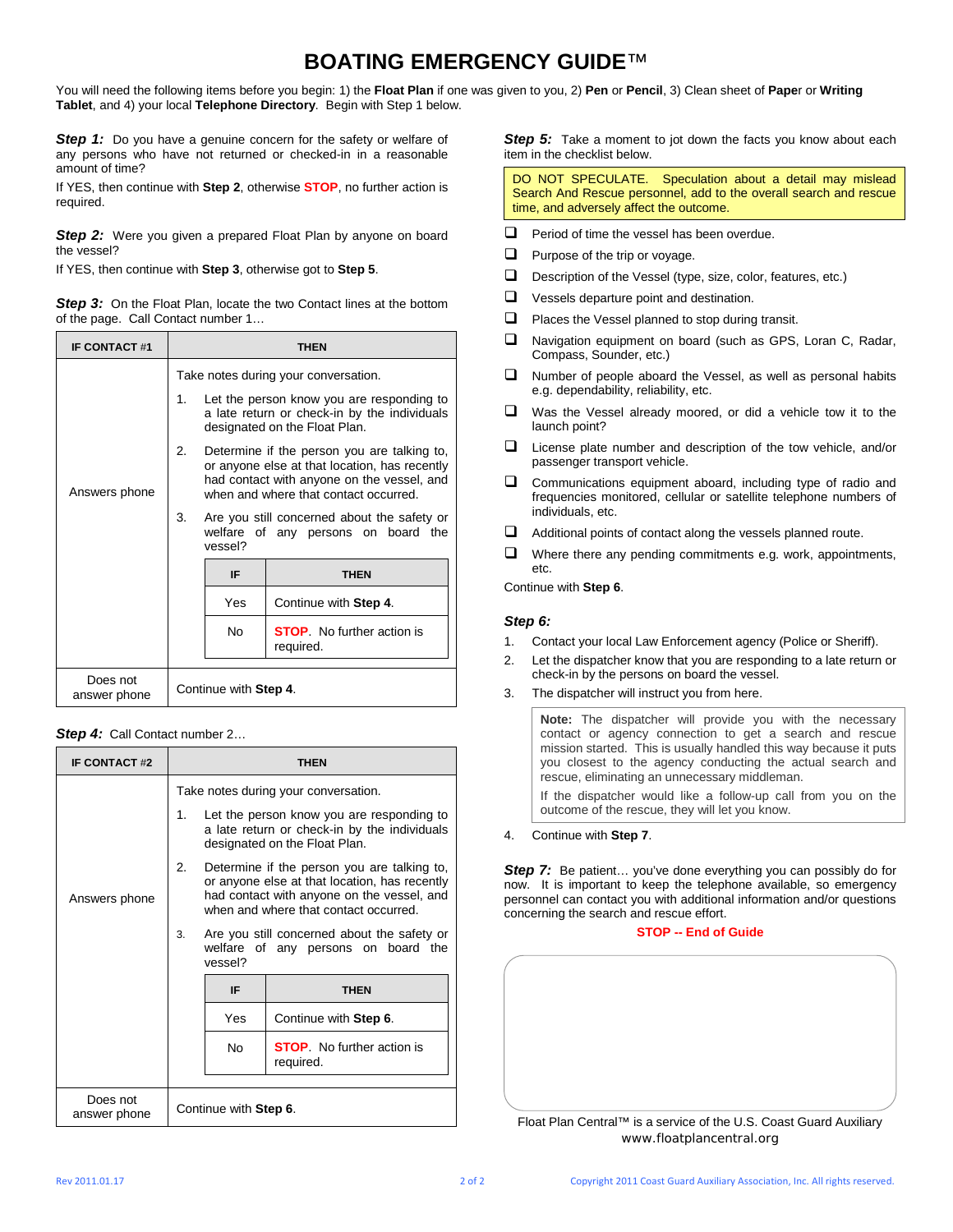# BOATING EMERGENCY GUIDE™

You will need the following items before you begin: 1) the **Float Plan** if one was given to you, 2) **Pen** or **Pencil**, 3) Clean sheet of **Pape**r or **Writing Tablet**, and 4) your local **Telephone Directory**. Begin with Step 1 below.

***Step 1:*** Do you have a genuine concern for the safety or welfare of any persons who have not returned or checked-in in a reasonable amount of time?

If YES, then continue with **Step 2**, otherwise **STOP**, no further action is required.

***Step 2:*** Were you given a prepared Float Plan by anyone on board the vessel?

If YES, then continue with **Step 3**, otherwise got to **Step 5**.

***Step 3:*** On the Float Plan, locate the two Contact lines at the bottom of the page. Call Contact number 1…

| IF CONTACT #1 | THEN |
|---|---|
| Answers phone | Take notes during your conversation.<br>1. Let the person know you are responding to a late return or check-in by the individuals designated on the Float Plan.<br>2. Determine if the person you are talking to, or anyone else at that location, has recently had contact with anyone on the vessel, and when and where that contact occurred.<br>3. Are you still concerned about the safety or welfare of any persons on board the vessel?<br>IF Yes → THEN Continue with **Step 4**.<br>IF No → THEN **STOP**. No further action is required. |
| Does not answer phone | Continue with **Step 4**. |

***Step 4:*** Call Contact number 2…

| IF CONTACT #2 | THEN |
|---|---|
| Answers phone | Take notes during your conversation.<br>1. Let the person know you are responding to a late return or check-in by the individuals designated on the Float Plan.<br>2. Determine if the person you are talking to, or anyone else at that location, has recently had contact with anyone on the vessel, and when and where that contact occurred.<br>3. Are you still concerned about the safety or welfare of any persons on board the vessel?<br>IF Yes → THEN Continue with **Step 6**.<br>IF No → THEN **STOP**. No further action is required. |
| Does not answer phone | Continue with **Step 6**. |

***Step 5:*** Take a moment to jot down the facts you know about each item in the checklist below.

> DO NOT SPECULATE. Speculation about a detail may mislead Search And Rescue personnel, add to the overall search and rescue time, and adversely affect the outcome.

- ❑ Period of time the vessel has been overdue.
- ❑ Purpose of the trip or voyage.
- ❑ Description of the Vessel (type, size, color, features, etc.)
- ❑ Vessels departure point and destination.
- ❑ Places the Vessel planned to stop during transit.
- ❑ Navigation equipment on board (such as GPS, Loran C, Radar, Compass, Sounder, etc.)
- ❑ Number of people aboard the Vessel, as well as personal habits e.g. dependability, reliability, etc.
- ❑ Was the Vessel already moored, or did a vehicle tow it to the launch point?
- ❑ License plate number and description of the tow vehicle, and/or passenger transport vehicle.
- ❑ Communications equipment aboard, including type of radio and frequencies monitored, cellular or satellite telephone numbers of individuals, etc.
- ❑ Additional points of contact along the vessels planned route.
- ❑ Where there any pending commitments e.g. work, appointments, etc.

Continue with **Step 6**.

***Step 6:***

1. Contact your local Law Enforcement agency (Police or Sheriff).
2. Let the dispatcher know that you are responding to a late return or check-in by the persons on board the vessel.
3. The dispatcher will instruct you from here.

   > **Note:** The dispatcher will provide you with the necessary contact or agency connection to get a search and rescue mission started. This is usually handled this way because it puts you closest to the agency conducting the actual search and rescue, eliminating an unnecessary middleman.
   >
   > If the dispatcher would like a follow-up call from you on the outcome of the rescue, they will let you know.

4. Continue with **Step 7**.

***Step 7:*** Be patient… you've done everything you can possibly do for now. It is important to keep the telephone available, so emergency personnel can contact you with additional information and/or questions concerning the search and rescue effort.

**STOP -- End of Guide**

Float Plan Central™ is a service of the U.S. Coast Guard Auxiliary
www.floatplancentral.org

Rev 2011.01.17

Copyright 2011 Coast Guard Auxiliary Association, Inc. All rights reserved.